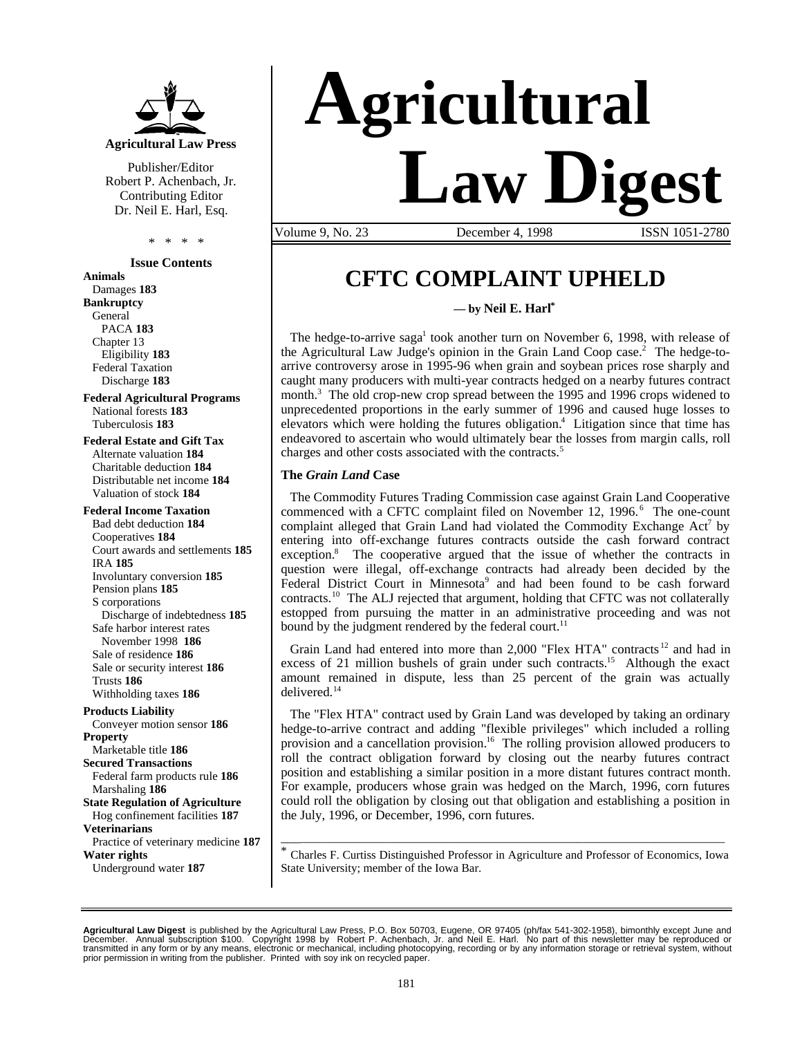**Agricultural Law Press**

Publisher/Editor
Robert P. Achenbach, Jr.
Contributing Editor
Dr. Neil E. Harl, Esq.

\* \* \* \*

**Issue Contents**

**Animals**
Damages **183**
**Bankruptcy**
General
PACA **183**
Chapter 13
Eligibility **183**
Federal Taxation
Discharge **183**
**Federal Agricultural Programs**
National forests **183**
Tuberculosis **183**
**Federal Estate and Gift Tax**
Alternate valuation **184**
Charitable deduction **184**
Distributable net income **184**
Valuation of stock **184**
**Federal Income Taxation**
Bad debt deduction **184**
Cooperatives **184**
Court awards and settlements **185**
IRA **185**
Involuntary conversion **185**
Pension plans **185**
S corporations
Discharge of indebtedness **185**
Safe harbor interest rates
November 1998 **186**
Sale of residence **186**
Sale or security interest **186**
Trusts **186**
Withholding taxes **186**
**Products Liability**
Conveyer motion sensor **186**
**Property**
Marketable title **186**
**Secured Transactions**
Federal farm products rule **186**
Marshaling **186**
**State Regulation of Agriculture**
Hog confinement facilities **187**
**Veterinarians**
Practice of veterinary medicine **187**
**Water rights**
Underground water **187**

# Agricultural Law Digest

Volume 9, No. 23 December 4, 1998 ISSN 1051-2780

## CFTC COMPLAINT UPHELD

**— by Neil E. Harl[\*]**

The hedge-to-arrive saga[1] took another turn on November 6, 1998, with release of the Agricultural Law Judge's opinion in the Grain Land Coop case.[2] The hedge-to-arrive controversy arose in 1995-96 when grain and soybean prices rose sharply and caught many producers with multi-year contracts hedged on a nearby futures contract month.[3] The old crop-new crop spread between the 1995 and 1996 crops widened to unprecedented proportions in the early summer of 1996 and caused huge losses to elevators which were holding the futures obligation.[4] Litigation since that time has endeavored to ascertain who would ultimately bear the losses from margin calls, roll charges and other costs associated with the contracts.[5]

### The *Grain Land* Case

The Commodity Futures Trading Commission case against Grain Land Cooperative commenced with a CFTC complaint filed on November 12, 1996.[6] The one-count complaint alleged that Grain Land had violated the Commodity Exchange Act[7] by entering into off-exchange futures contracts outside the cash forward contract exception.[8] The cooperative argued that the issue of whether the contracts in question were illegal, off-exchange contracts had already been decided by the Federal District Court in Minnesota[9] and had been found to be cash forward contracts.[10] The ALJ rejected that argument, holding that CFTC was not collaterally estopped from pursuing the matter in an administrative proceeding and was not bound by the judgment rendered by the federal court.[11]

Grain Land had entered into more than 2,000 "Flex HTA" contracts[12] and had in excess of 21 million bushels of grain under such contracts.[15] Although the exact amount remained in dispute, less than 25 percent of the grain was actually delivered.[14]

The "Flex HTA" contract used by Grain Land was developed by taking an ordinary hedge-to-arrive contract and adding "flexible privileges" which included a rolling provision and a cancellation provision.[16] The rolling provision allowed producers to roll the contract obligation forward by closing out the nearby futures contract position and establishing a similar position in a more distant futures contract month. For example, producers whose grain was hedged on the March, 1996, corn futures could roll the obligation by closing out that obligation and establishing a position in the July, 1996, or December, 1996, corn futures.

---

[\*] Charles F. Curtiss Distinguished Professor in Agriculture and Professor of Economics, Iowa State University; member of the Iowa Bar.

**Agricultural Law Digest** is published by the Agricultural Law Press, P.O. Box 50703, Eugene, OR 97405 (ph/fax 541-302-1958), bimonthly except June and December. Annual subscription $100. Copyright 1998 by Robert P. Achenbach, Jr. and Neil E. Harl. No part of this newsletter may be reproduced or transmitted in any form or by any means, electronic or mechanical, including photocopying, recording or by any information storage or retrieval system, without prior permission in writing from the publisher. Printed with soy ink on recycled paper.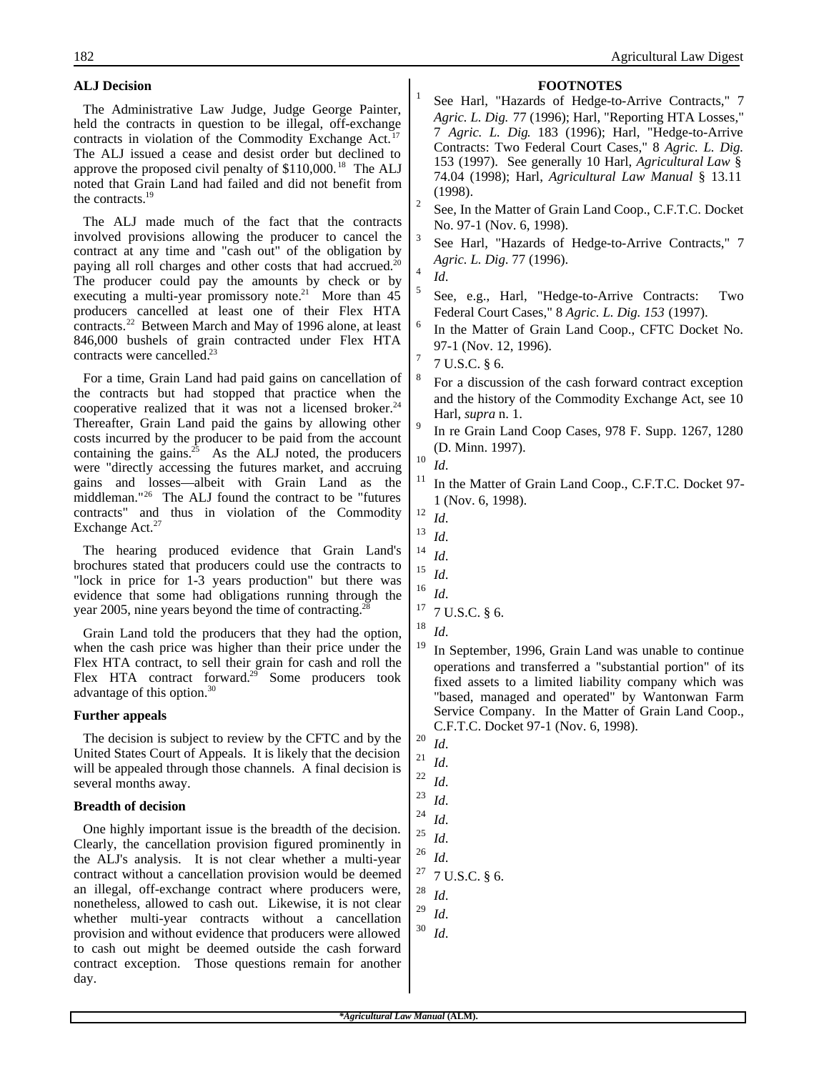**ALJ Decision**

The Administrative Law Judge, Judge George Painter, held the contracts in question to be illegal, off-exchange contracts in violation of the Commodity Exchange Act.[17] The ALJ issued a cease and desist order but declined to approve the proposed civil penalty of $110,000.[18] The ALJ noted that Grain Land had failed and did not benefit from the contracts.[19]

The ALJ made much of the fact that the contracts involved provisions allowing the producer to cancel the contract at any time and "cash out" of the obligation by paying all roll charges and other costs that had accrued.[20] The producer could pay the amounts by check or by executing a multi-year promissory note.[21] More than 45 producers cancelled at least one of their Flex HTA contracts.[22] Between March and May of 1996 alone, at least 846,000 bushels of grain contracted under Flex HTA contracts were cancelled.[23]

For a time, Grain Land had paid gains on cancellation of the contracts but had stopped that practice when the cooperative realized that it was not a licensed broker.[24] Thereafter, Grain Land paid the gains by allowing other costs incurred by the producer to be paid from the account containing the gains.[25] As the ALJ noted, the producers were "directly accessing the futures market, and accruing gains and losses—albeit with Grain Land as the middleman."[26] The ALJ found the contract to be "futures contracts" and thus in violation of the Commodity Exchange Act.[27]

The hearing produced evidence that Grain Land's brochures stated that producers could use the contracts to "lock in price for 1-3 years production" but there was evidence that some had obligations running through the year 2005, nine years beyond the time of contracting.[28]

Grain Land told the producers that they had the option, when the cash price was higher than their price under the Flex HTA contract, to sell their grain for cash and roll the Flex HTA contract forward.[29] Some producers took advantage of this option.[30]

**Further appeals**

The decision is subject to review by the CFTC and by the United States Court of Appeals. It is likely that the decision will be appealed through those channels. A final decision is several months away.

**Breadth of decision**

One highly important issue is the breadth of the decision. Clearly, the cancellation provision figured prominently in the ALJ's analysis. It is not clear whether a multi-year contract without a cancellation provision would be deemed an illegal, off-exchange contract where producers were, nonetheless, allowed to cash out. Likewise, it is not clear whether multi-year contracts without a cancellation provision and without evidence that producers were allowed to cash out might be deemed outside the cash forward contract exception. Those questions remain for another day.

**FOOTNOTES**

1. See Harl, "Hazards of Hedge-to-Arrive Contracts," 7 *Agric. L. Dig.* 77 (1996); Harl, "Reporting HTA Losses," 7 *Agric. L. Dig.* 183 (1996); Harl, "Hedge-to-Arrive Contracts: Two Federal Court Cases," 8 *Agric. L. Dig.* 153 (1997). See generally 10 Harl, *Agricultural Law* § 74.04 (1998); Harl, *Agricultural Law Manual* § 13.11 (1998).
2. See, In the Matter of Grain Land Coop., C.F.T.C. Docket No. 97-1 (Nov. 6, 1998).
3. See Harl, "Hazards of Hedge-to-Arrive Contracts," 7 *Agric. L. Dig*. 77 (1996).
4. *Id*.
5. See, e.g., Harl, "Hedge-to-Arrive Contracts: Two Federal Court Cases," 8 *Agric. L. Dig. 153* (1997).
6. In the Matter of Grain Land Coop., CFTC Docket No. 97-1 (Nov. 12, 1996).
7. 7 U.S.C. § 6.
8. For a discussion of the cash forward contract exception and the history of the Commodity Exchange Act, see 10 Harl, *supra* n. 1.
9. In re Grain Land Coop Cases, 978 F. Supp. 1267, 1280 (D. Minn. 1997).
10. *Id*.
11. In the Matter of Grain Land Coop., C.F.T.C. Docket 97-1 (Nov. 6, 1998).
12. *Id*.
13. *Id*.
14. *Id*.
15. *Id*.
16. *Id*.
17. 7 U.S.C. § 6.
18. *Id*.
19. In September, 1996, Grain Land was unable to continue operations and transferred a "substantial portion" of its fixed assets to a limited liability company which was "based, managed and operated" by Wantonwan Farm Service Company. In the Matter of Grain Land Coop., C.F.T.C. Docket 97-1 (Nov. 6, 1998).
20. *Id*.
21. *Id*.
22. *Id*.
23. *Id*.
24. *Id*.
25. *Id*.
26. *Id*.
27. 7 U.S.C. § 6.
28. *Id*.
29. *Id*.
30. *Id*.